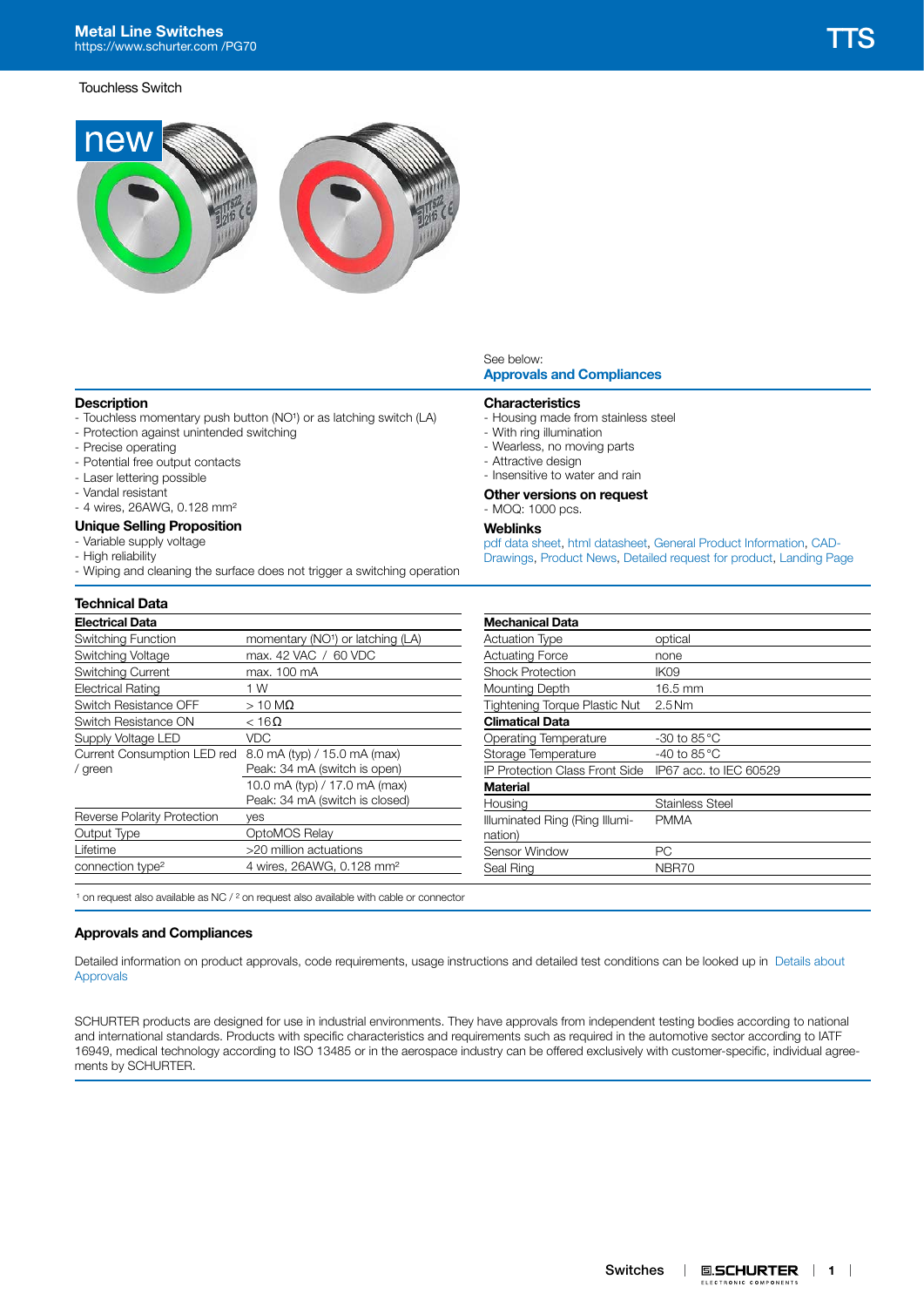# Metal Line Switches

https://www.schurter.com /PG70

TTS

Touchless Switch

new

See below:
**Approvals and Compliances**

## Description

- Touchless momentary push button (NO[1]) or as latching switch (LA)
- Protection against unintended switching
- Precise operating
- Potential free output contacts
- Laser lettering possible
- Vandal resistant
- 4 wires, 26AWG, 0.128 mm²

## Unique Selling Proposition

- Variable supply voltage
- High reliability
- Wiping and cleaning the surface does not trigger a switching operation

## Characteristics

- Housing made from stainless steel
- With ring illumination
- Wearless, no moving parts
- Attractive design
- Insensitive to water and rain

## Other versions on request

- MOQ: 1000 pcs.

## Weblinks

pdf data sheet, html datasheet, General Product Information, CAD-Drawings, Product News, Detailed request for product, Landing Page

## Technical Data

| Electrical Data | |
|---|---|
| Switching Function | momentary (NO[1]) or latching (LA) |
| Switching Voltage | max. 42 VAC / 60 VDC |
| Switching Current | max. 100 mA |
| Electrical Rating | 1 W |
| Switch Resistance OFF | > 10 MΩ |
| Switch Resistance ON | < 16 Ω |
| Supply Voltage LED | VDC |
| Current Consumption LED red / green | 8.0 mA (typ) / 15.0 mA (max) Peak: 34 mA (switch is open) |
| | 10.0 mA (typ) / 17.0 mA (max) Peak: 34 mA (switch is closed) |
| Reverse Polarity Protection | yes |
| Output Type | OptoMOS Relay |
| Lifetime | >20 million actuations |
| connection type[2] | 4 wires, 26AWG, 0.128 mm² |

| Mechanical Data | |
|---|---|
| Actuation Type | optical |
| Actuating Force | none |
| Shock Protection | IK09 |
| Mounting Depth | 16.5 mm |
| Tightening Torque Plastic Nut | 2.5 Nm |
| **Climatical Data** | |
| Operating Temperature | -30 to 85 °C |
| Storage Temperature | -40 to 85 °C |
| IP Protection Class Front Side | IP67 acc. to IEC 60529 |
| **Material** | |
| Housing | Stainless Steel |
| Illuminated Ring (Ring Illumination) | PMMA |
| Sensor Window | PC |
| Seal Ring | NBR70 |

[1] on request also available as NC / [2] on request also available with cable or connector

## Approvals and Compliances

Detailed information on product approvals, code requirements, usage instructions and detailed test conditions can be looked up in Details about Approvals

SCHURTER products are designed for use in industrial environments. They have approvals from independent testing bodies according to national and international standards. Products with specific characteristics and requirements such as required in the automotive sector according to IATF 16949, medical technology according to ISO 13485 or in the aerospace industry can be offered exclusively with customer-specific, individual agreements by SCHURTER.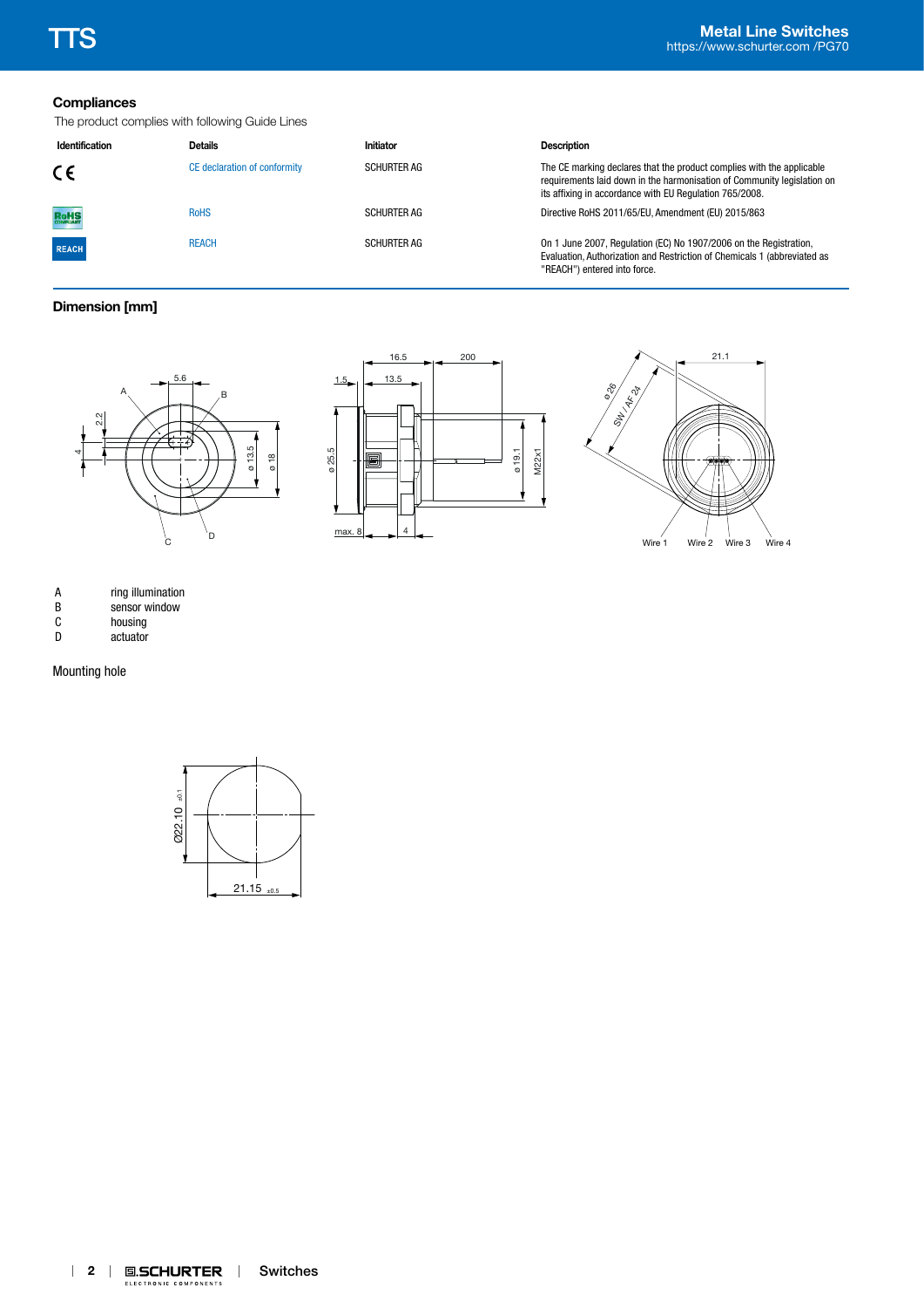## Compliances

The product complies with following Guide Lines

| Identification | Details | Initiator | Description |
|---|---|---|---|
| CE | CE declaration of conformity | SCHURTER AG | The CE marking declares that the product complies with the applicable requirements laid down in the harmonisation of Community legislation on its affixing in accordance with EU Regulation 765/2008. |
| RoHS | RoHS | SCHURTER AG | Directive RoHS 2011/65/EU, Amendment (EU) 2015/863 |
| REACH | REACH | SCHURTER AG | On 1 June 2007, Regulation (EC) No 1907/2006 on the Registration, Evaluation, Authorization and Restriction of Chemicals 1 (abbreviated as "REACH") entered into force. |

## Dimension [mm]

| | |
|---|---|
| A | ring illumination |
| B | sensor window |
| C | housing |
| D | actuator |

Mounting hole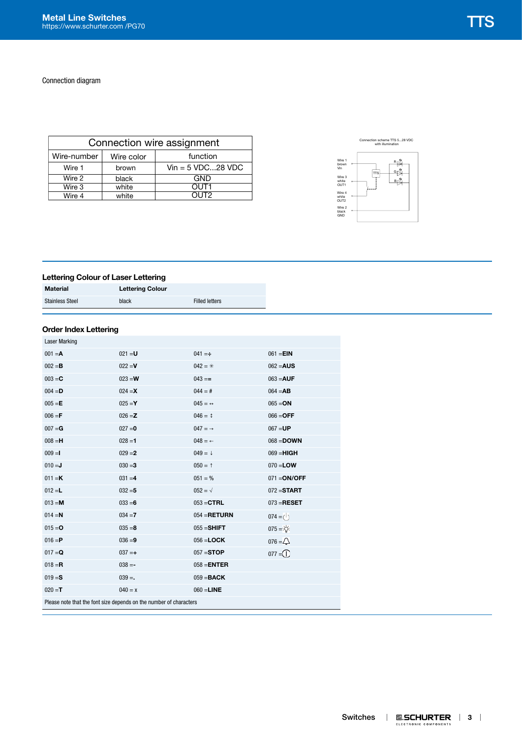Connection diagram

| Connection wire assignment | | |
|---|---|---|
| Wire-number | Wire color | function |
| Wire 1 | brown | Vin = 5 VDC...28 VDC |
| Wire 2 | black | GND |
| Wire 3 | white | OUT1 |
| Wire 4 | white | OUT2 |

Connection scheme TTS 5...28 VDC with illumination

Wire 1 brown Vin

Wire 3 white OUT1

Wire 4 white OUT2

Wire 2 black GND

TTS

R G B

## Lettering Colour of Laser Lettering

| Material | Lettering Colour | |
|---|---|---|
| Stainless Steel | black | Filled letters |

## Order Index Lettering

| Laser Marking | | | |
|---|---|---|---|
| 001 =**A** | 021 =**U** | 041 =÷ | 061 =**EIN** |
| 002 =**B** | 022 =**V** | 042 = ✳ | 062 =**AUS** |
| 003 =**C** | 023 =**W** | 043 == | 063 =**AUF** |
| 004 =**D** | 024 =**X** | 044 = # | 064 =**AB** |
| 005 =**E** | 025 =**Y** | 045 = ↔ | 065 =**ON** |
| 006 =**F** | 026 =**Z** | 046 = ↕ | 066 =**OFF** |
| 007 =**G** | 027 =**0** | 047 = → | 067 =**UP** |
| 008 =**H** | 028 =**1** | 048 = ← | 068 =**DOWN** |
| 009 =**I** | 029 =**2** | 049 = ↓ | 069 =**HIGH** |
| 010 =**J** | 030 =**3** | 050 = ↑ | 070 =**LOW** |
| 011 =**K** | 031 =**4** | 051 = % | 071 =**ON/OFF** |
| 012 =**L** | 032 =**5** | 052 = √ | 072 =**START** |
| 013 =**M** | 033 =**6** | 053 =**CTRL** | 073 =**RESET** |
| 014 =**N** | 034 =**7** | 054 =**RETURN** | 074 = ⏻ |
| 015 =**O** | 035 =**8** | 055 =**SHIFT** | 075 = 💡 |
| 016 =**P** | 036 =**9** | 056 =**LOCK** | 076 = 🔔 |
| 017 =**Q** | 037 =**+** | 057 =**STOP** | 077 = ⏼ |
| 018 =**R** | 038 =**-** | 058 =**ENTER** | |
| 019 =**S** | 039 =**.** | 059 =**BACK** | |
| 020 =**T** | 040 = x | 060 =**LINE** | |

Please note that the font size depends on the number of characters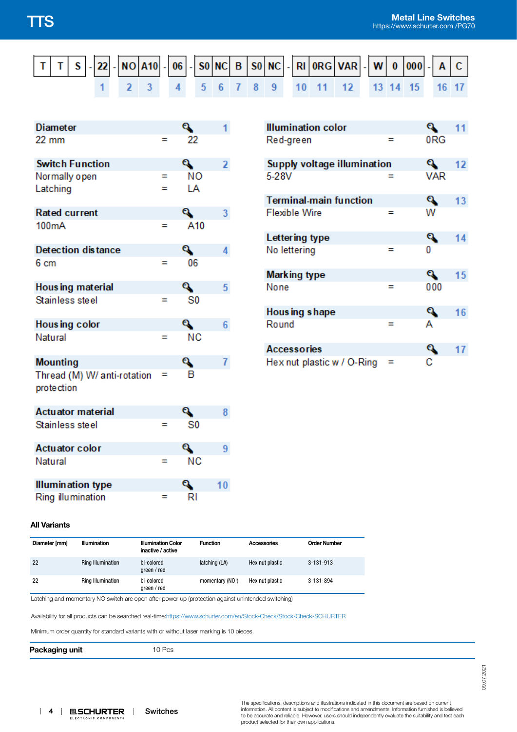| T | T | S | - | 22 | - | NO | A10 | - | 06 | - | S0 | NC | B | S0 | NC | - | RI | 0RG | VAR | - | W | 0 | 000 | - | A | C |
|---|---|---|---|---|---|---|---|---|---|---|---|---|---|---|---|---|---|---|---|---|---|---|---|---|---|---|
| | | | | 1 | | 2 | 3 | | 4 | | 5 | 6 | 7 | 8 | 9 | | 10 | 11 | 12 | | 13 | 14 | 15 | | 16 | 17 |

**Diameter** — 1
22 mm = 22

**Switch Function** — 2
Normally open = NO
Latching = LA

**Rated current** — 3
100mA = A10

**Detection distance** — 4
6 cm = 06

**Housing material** — 5
Stainless steel = S0

**Housing color** — 6
Natural = NC

**Mounting** — 7
Thread (M) W/ anti-rotation protection = B

**Actuator material** — 8
Stainless steel = S0

**Actuator color** — 9
Natural = NC

**Illumination type** — 10
Ring illumination = RI

**Illumination color** — 11
Red-green = 0RG

**Supply voltage illumination** — 12
5-28V = VAR

**Terminal-main function** — 13
Flexible Wire = W

**Lettering type** — 14
No lettering = 0

**Marking type** — 15
None = 000

**Housing shape** — 16
Round = A

**Accessories** — 17
Hex nut plastic w / O-Ring = C

### All Variants

| Diameter [mm] | Illumination | Illumination Color inactive / active | Function | Accessories | Order Number |
|---|---|---|---|---|---|
| 22 | Ring Illumination | bi-colored green / red | latching (LA) | Hex nut plastic | 3-131-913 |
| 22 | Ring Illumination | bi-colored green / red | momentary (NO[1]) | Hex nut plastic | 3-131-894 |

Latching and momentary NO switch are open after power-up (protection against unintended switching)

Availability for all products can be searched real-time:https://www.schurter.com/en/Stock-Check/Stock-Check-SCHURTER

Minimum order quantity for standard variants with or without laser marking is 10 pieces.

| | |
|---|---|
| **Packaging unit** | 10 Pcs |

The specifications, descriptions and illustrations indicated in this document are based on current information. All content is subject to modifications and amendments. Information furnished is believed to be accurate and reliable. However, users should independently evaluate the suitability and test each product selected for their own applications.